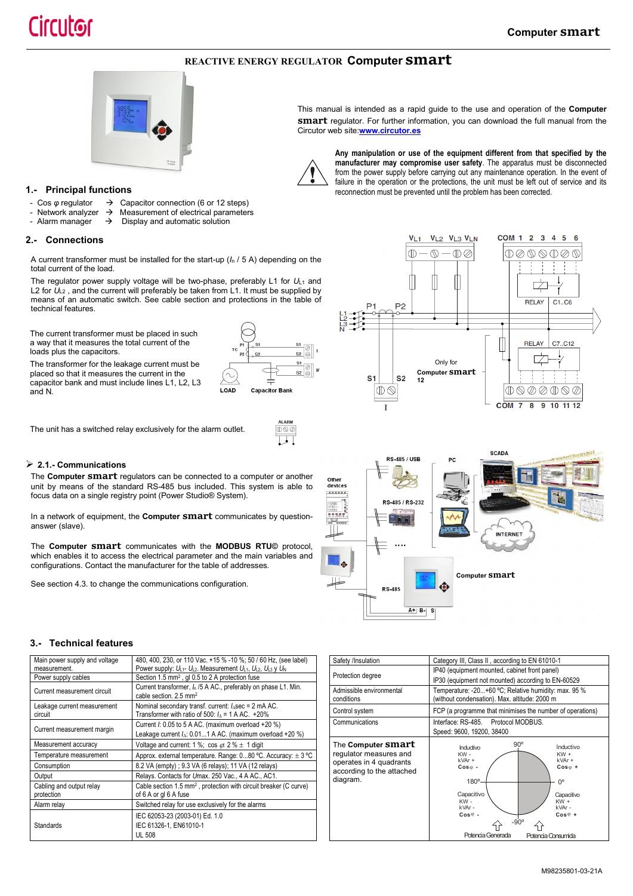# REACTIVE ENERGY REGULATOR Computer smart

This manual is intended as a rapid guide to the use and operation of the **Computer smart** regulator. For further information, you can download the full manual from the Circutor web site:www.circutor.es

**Any manipulation or use of the equipment different from that specified by the manufacturer may compromise user safety**. The apparatus must be disconnected from the power supply before carrying out any maintenance operation. In the event of failure in the operation or the protections, the unit must be left out of service and its reconnection must be prevented until the problem has been corrected.

## 1.- Principal functions

- Cos φ regulator → Capacitor connection (6 or 12 steps)
- Network analyzer → Measurement of electrical parameters
- Alarm manager → Display and automatic solution

## 2.- Connections

A current transformer must be installed for the start-up ($I_n$ / 5 A) depending on the total current of the load.

The regulator power supply voltage will be two-phase, preferably L1 for $U_{L1}$ and L2 for $U_{L2}$ , and the current will preferably be taken from L1. It must be supplied by means of an automatic switch. See cable section and protections in the table of technical features.

The current transformer must be placed in such a way that it measures the total current of the loads plus the capacitors.

The transformer for the leakage current must be placed so that it measures the current in the capacitor bank and must include lines L1, L2, L3 and N.

The unit has a switched relay exclusively for the alarm outlet.

### 2.1.- Communications

The **Computer smart** regulators can be connected to a computer or another unit by means of the standard RS-485 bus included. This system is able to focus data on a single registry point (Power Studio® System).

In a network of equipment, the **Computer smart** communicates by question-answer (slave).

The **Computer smart** communicates with the **MODBUS RTU©** protocol, which enables it to access the electrical parameter and the main variables and configurations. Contact the manufacturer for the table of addresses.

See section 4.3. to change the communications configuration.

## 3.- Technical features

| | |
|---|---|
| Main power supply and voltage measurement. | 480, 400, 230, or 110 Vac. +15 % -10 %; 50 / 60 Hz, (see label) Power supply: $U_{L1}$- $U_{L2}$. Measurement $U_{L1}$, $U_{L2}$, $U_{L3}$ y $U_N$ |
| Power supply cables | Section 1.5 mm², gl 0.5 to 2 A protection fuse |
| Current measurement circuit | Current transformer, $I_n$ /5 A AC., preferably on phase L1. Min. cable section. 2.5 mm² |
| Leakage current measurement circuit | Nominal secondary transf. current: $I_\Delta$sec = 2 mA AC. Transformer with ratio of 500: $I_\Delta$ = 1 A AC. +20% |
| Current measurement margin | Current $I$: 0.05 to 5 A AC. (maximum overload +20 %) Leakage current $I_\Delta$: 0.01...1 A AC. (maximum overload +20 %) |
| Measurement accuracy | Voltage and current: 1 %; cos φ: 2 % ± 1 digit |
| Temperature measurement | Approx. external temperature. Range: 0...80 ºC. Accuracy: ± 3 ºC |
| Consumption | 8.2 VA (empty) ; 9.3 VA (6 relays); 11 VA (12 relays) |
| Output | Relays. Contacts for Umax. 250 Vac., 4 A AC., AC1. |
| Cabling and output relay protection | Cable section 1.5 mm², protection with circuit breaker (C curve) of 6 A or gl 6 A fuse |
| Alarm relay | Switched relay for use exclusively for the alarms |
| Standards | IEC 62053-23 (2003-01) Ed. 1.0<br>IEC 61326-1, EN61010-1<br>UL 508 |

| | |
|---|---|
| Safety /Insulation | Category III, Class II , according to EN 61010-1 |
| Protection degree | IP40 (equipment mounted, cabinet front panel)<br>IP30 (equipment not mounted) according to EN-60529 |
| Admissible environmental conditions | Temperature: -20...+60 ºC; Relative humidity: max. 95 % (without condensation). Max. altitude: 2000 m |
| Control system | FCP (a programme that minimises the number of operations) |
| Communications | Interface: RS-485. Protocol MODBUS.<br>Speed: 9600, 19200, 38400 |
| The **Computer smart** regulator measures and operates in 4 quadrants according to the attached diagram. | |

M98235801-03-21A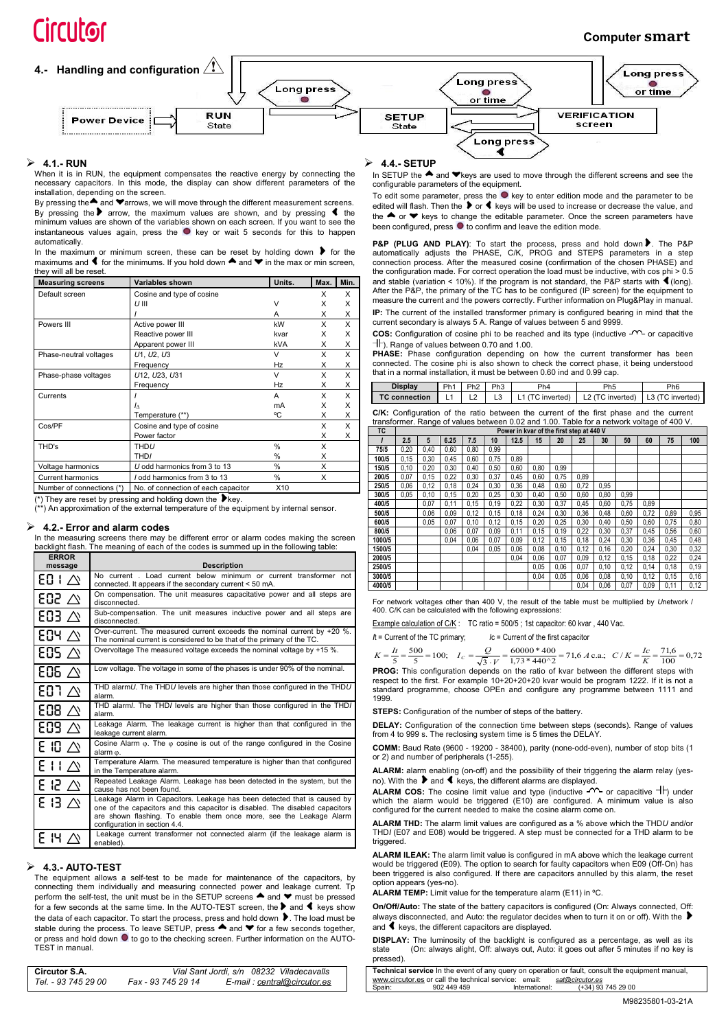## 4.- Handling and configuration ⚠

Power Device

RUN State

Long press ●

SETUP State

Long press ● or time

VERIFICATION screen

Long press ● or time

Long press ◀

### 4.1.- RUN

When it is in RUN, the equipment compensates the reactive energy by connecting the necessary capacitors. In this mode, the display can show different parameters of the installation, depending on the screen.

By pressing the ▲ and ▼ arrows, we will move through the different measurement screens. By pressing the ▶ arrow, the maximum values are shown, and by pressing ◀ the minimum values are shown of the variables shown on each screen. If you want to see the instantaneous values again, press the ● key or wait 5 seconds for this to happen automatically.

In the maximum or minimum screen, these can be reset by holding down ▶ for the maximums and ◀ for the minimums. If you hold down ▲ and ▼ in the max or min screen, they will all be reset.

| Measuring screens | Variables shown | Units. | Max. | Min. |
|---|---|---|---|---|
| Default screen | Cosine and type of cosine | | X | X |
| | *U* III | V | X | X |
| | *I* | A | X | X |
| Powers III | Active power III | kW | X | X |
| | Reactive power III | kvar | X | X |
| | Apparent power III | kVA | X | X |
| Phase-neutral voltages | *U*1, *U*2, *U*3 | V | X | X |
| | Frequency | Hz | X | X |
| Phase-phase voltages | *U*12, *U*23, *U*31 | V | X | X |
| | Frequency | Hz | X | X |
| Currents | *I* | A | X | X |
| | $I_\Delta$ | mA | X | X |
| | Temperature (**) | ºC | X | X |
| Cos/PF | Cosine and type of cosine | | X | X |
| | Power factor | | X | X |
| THD's | THD*U* | % | X | |
| | THD*I* | % | X | |
| Voltage harmonics | *U* odd harmonics from 3 to 13 | % | X | |
| Current harmonics | *I* odd harmonics from 3 to 13 | % | X | |
| Number of connections (*) | No. of connection of each capacitor | X10 | | |

(*) They are reset by pressing and holding down the ▶ key.
(**) An approximation of the external temperature of the equipment by internal sensor.

### 4.2.- Error and alarm codes

In the measuring screens there may be different error or alarm codes making the screen backlight flash. The meaning of each of the codes is summed up in the following table:

| ERROR message | Description |
|---|---|
| E01 ⚠ | No current . Load current below minimum or current transformer not connected. It appears if the secondary current < 50 mA. |
| E02 ⚠ | On compensation. The unit measures capacitative power and all steps are disconnected. |
| E03 ⚠ | Sub-compensation. The unit measures inductive power and all steps are disconnected. |
| E04 ⚠ | Over-current. The measured current exceeds the nominal current by +20 %. The nominal current is considered to be that of the primary of the TC. |
| E05 ⚠ | Overvoltage The measured voltage exceeds the nominal voltage by +15 %. |
| E06 ⚠ | Low voltage. The voltage in some of the phases is under 90% of the nominal. |
| E07 ⚠ | THD alarm*U*. The THD*U* levels are higher than those configured in the THD*U* alarm. |
| E08 ⚠ | THD alarm*I*. The THD*I* levels are higher than those configured in the THD*I* alarm. |
| E09 ⚠ | Leakage Alarm. The leakage current is higher than that configured in the leakage current alarm. |
| E10 ⚠ | Cosine Alarm φ. The φ cosine is out of the range configured in the Cosine alarm φ. |
| E11 ⚠ | Temperature Alarm. The measured temperature is higher than that configured in the Temperature alarm. |
| E12 ⚠ | Repeated Leakage Alarm. Leakage has been detected in the system, but the cause has not been found. |
| E13 ⚠ | Leakage Alarm in Capacitors. Leakage has been detected that is caused by one of the capacitors and this capacitor is disabled. The disabled capacitors are shown flashing. To enable them once more, see the Leakage Alarm configuration in section 4.4. |
| E14 ⚠ | Leakage current transformer not connected alarm (if the leakage alarm is enabled). |

### 4.3.- AUTO-TEST

The equipment allows a self-test to be made for maintenance of the capacitors, by connecting them individually and measuring connected power and leakage current. Tp perform the self-test, the unit must be in the SETUP screens ▲ and ▼ must be pressed for a few seconds at the same time. In the AUTO-TEST screen, the ▶ and ◀ keys show the data of each capacitor. To start the process, press and hold down ▶. The load must be stable during the process. To leave SETUP, press ▲ and ▼ for a few seconds together, or press and hold down ● to go to the checking screen. Further information on the AUTO-TEST in manual.

### 4.4.- SETUP

In SETUP the ▲ and ▼ keys are used to move through the different screens and see the configurable parameters of the equipment.

To edit some parameter, press the ● key to enter edition mode and the parameter to be edited will flash. Then the ▶ or ◀ keys will be used to increase or decrease the value, and the ▲ or ▼ keys to change the editable parameter. Once the screen parameters have been configured, press ● to confirm and leave the edition mode.

**P&P (PLUG AND PLAY)**: To start the process, press and hold down ▶. The P&P automatically adjusts the PHASE, C/K, PROG and STEPS parameters in a step connection process. After the measured cosine (confirmation of the chosen PHASE) and the configuration made. For correct operation the load must be inductive, with cos phi > 0.5 and stable (variation < 10%). If the program is not standard, the P&P starts with ◀ (long). After the P&P, the primary of the TC has to be configured (IP screen) for the equipment to measure the current and the powers correctly. Further information on Plug&Play in manual.

**IP:** The current of the installed transformer primary is configured bearing in mind that the current secondary is always 5 A. Range of values between 5 and 9999.

**COS:** Configuration of cosine phi to be reached and its type (inductive or capacitive). Range of values between 0.70 and 1.00.

**PHASE:** Phase configuration depending on how the current transformer has been connected. The cosine phi is also shown to check the correct phase, it being understood that in a normal installation, it must be between 0.60 and 0.99 cap.

| Display | Ph1 | Ph2 | Ph3 | Ph4 | Ph5 | Ph6 |
|---|---|---|---|---|---|---|
| TC connection | L1 | L2 | L3 | L1 (TC inverted) | L2 (TC inverted) | L3 (TC inverted) |

**C/K:** Configuration of the ratio between the current of the first phase and the current transformer. Range of values between 0.02 and 1.00. Table for a network voltage of 400 V.

| TC | Power in kvar of the first step at 440 V | | | | | | | | | | | | | |
|---|---|---|---|---|---|---|---|---|---|---|---|---|---|---|
| *I* | 2.5 | 5 | 6.25 | 7.5 | 10 | 12.5 | 15 | 20 | 25 | 30 | 50 | 60 | 75 | 100 |
| 75/5 | 0,20 | 0,40 | 0,60 | 0,80 | 0,99 | | | | | | | | | |
| 100/5 | 0,15 | 0,30 | 0,45 | 0,60 | 0,75 | 0,89 | | | | | | | | |
| 150/5 | 0,10 | 0,20 | 0,30 | 0,40 | 0,50 | 0,60 | 0,80 | 0,99 | | | | | | |
| 200/5 | 0,07 | 0,15 | 0,22 | 0,30 | 0,37 | 0,45 | 0,60 | 0,75 | 0,89 | | | | | |
| 250/5 | 0,06 | 0,12 | 0,18 | 0,24 | 0,30 | 0,36 | 0,48 | 0,60 | 0,72 | 0,95 | | | | |
| 300/5 | 0,05 | 0,10 | 0,15 | 0,20 | 0,25 | 0,30 | 0,40 | 0,50 | 0,60 | 0,80 | 0,99 | | | |
| 400/5 | | 0,07 | 0,11 | 0,15 | 0,19 | 0,22 | 0,30 | 0,37 | 0,45 | 0,60 | 0,75 | 0,89 | | |
| 500/5 | | 0,06 | 0,09 | 0,12 | 0,15 | 0,18 | 0,24 | 0,30 | 0,36 | 0,48 | 0,60 | 0,72 | 0,89 | 0,95 |
| 600/5 | | 0,05 | 0,07 | 0,10 | 0,12 | 0,15 | 0,20 | 0,25 | 0,30 | 0,40 | 0,50 | 0,60 | 0,75 | 0,80 |
| 800/5 | | | 0,06 | 0,07 | 0,09 | 0,11 | 0,15 | 0,19 | 0,22 | 0,30 | 0,37 | 0,45 | 0,56 | 0,60 |
| 1000/5 | | | 0,04 | 0,06 | 0,07 | 0,09 | 0,12 | 0,15 | 0,18 | 0,24 | 0,30 | 0,36 | 0,45 | 0,48 |
| 1500/5 | | | | 0,04 | 0,05 | 0,06 | 0,08 | 0,10 | 0,12 | 0,16 | 0,20 | 0,24 | 0,30 | 0,32 |
| 2000/5 | | | | | | 0,04 | 0,06 | 0,07 | 0,09 | 0,12 | 0,15 | 0,18 | 0,22 | 0,24 |
| 2500/5 | | | | | | | 0,05 | 0,06 | 0,07 | 0,10 | 0,12 | 0,14 | 0,18 | 0,19 |
| 3000/5 | | | | | | | 0,04 | 0,05 | 0,06 | 0,08 | 0,10 | 0,12 | 0,15 | 0,16 |
| 4000/5 | | | | | | | | | 0,04 | 0,06 | 0,07 | 0,09 | 0,11 | 0,12 |

For network voltages other than 400 V, the result of the table must be multiplied by *U*network / 400. C/K can be calculated with the following expressions:

Example calculation of C/K : TC ratio = 500/5 ; 1st capacitor: 60 kvar , 440 Vac.

*It* = Current of the TC primary; *Ic* = Current of the first capacitor

$$K = \frac{It}{5} = \frac{500}{5} = 100; \quad I_C = \frac{Q}{\sqrt{3} \cdot V} = \frac{60000 * 400}{1{,}73 * 440^2} = 71{,}6\ A \text{ c.a.}; \quad C/K = \frac{Ic}{K} = \frac{71{,}6}{100} = 0{,}72$$

**PROG:** This configuration depends on the ratio of kvar between the different steps with respect to the first. For example 10+20+20+20 kvar would be program 1222. If it is not a standard programme, choose OPEn and configure any programme between 1111 and 1999.

**STEPS:** Configuration of the number of steps of the battery.

**DELAY:** Configuration of the connection time between steps (seconds). Range of values from 4 to 999 s. The reclosing system time is 5 times the DELAY.

**COMM:** Baud Rate (9600 - 19200 - 38400), parity (none-odd-even), number of stop bits (1 or 2) and number of peripherals (1-255).

**ALARM:** alarm enabling (on-off) and the possibility of their triggering the alarm relay (yes-no). With the ▶ and ◀ keys, the different alarms are displayed.

**ALARM COS:** The cosine limit value and type (inductive or capacitive) under which the alarm would be triggered (E10) are configured. A minimum value is also configured for the current needed to make the cosine alarm come on.

**ALARM THD:** The alarm limit values are configured as a % above which the THD*U* and/or THD*I* (E07 and E08) would be triggered. A step must be connected for a THD alarm to be triggered.

**ALARM ILEAK:** The alarm limit value is configured in mA above which the leakage current would be triggered (E09). The option to search for faulty capacitors when E09 (Off-On) has been triggered is also configured. If there are capacitors annulled by this alarm, the reset option appears (yes-no).

**ALARM TEMP:** Limit value for the temperature alarm (E11) in ºC.

**On/Off/Auto:** The state of the battery capacitors is configured (On: Always connected, Off: always disconnected, and Auto: the regulator decides when to turn it on or off). With the ▶ and ◀ keys, the different capacitors are displayed.

**DISPLAY:** The luminosity of the backlight is configured as a percentage, as well as its state (On: always alight, Off: always out, Auto: it goes out after 5 minutes if no key is pressed).

**Technical service** In the event of any query on operation or fault, consult the equipment manual, www.circutor.es or call the technical service: email: sat@circutor.es
Spain: 902 449 459 International: (+34) 93 745 29 00